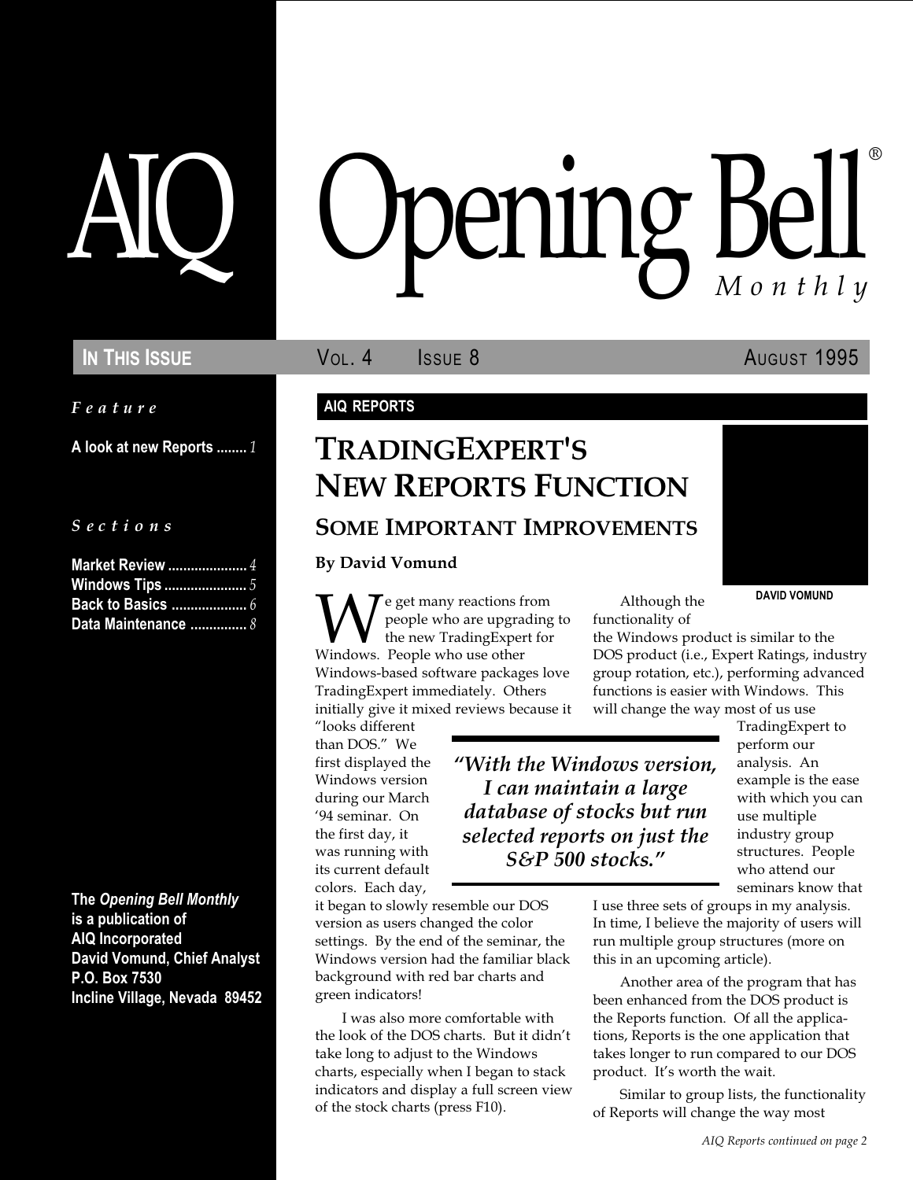# AIQ Opening Bell® Monthly

**In This Issue** — Vol. 4 Issue 8 — August 1995

*Feature*

**A look at new Reports** ........ *1*

*Sections*

**Market Review** ..................... *4*
**Windows Tips** ...................... *5*
**Back to Basics** .................... *6*
**Data Maintenance** ............... *8*

**The *Opening Bell Monthly* is a publication of AIQ Incorporated**
**David Vomund, Chief Analyst**
**P.O. Box 7530**
**Incline Village, Nevada 89452**

**AIQ REPORTS**

## TradingExpert's New Reports Function

### Some Important Improvements

**By David Vomund**

DAVID VOMUND

We get many reactions from people who are upgrading to the new TradingExpert for Windows. People who use other Windows-based software packages love TradingExpert immediately. Others initially give it mixed reviews because it "looks different than DOS." We first displayed the Windows version during our March '94 seminar. On the first day, it was running with its current default colors. Each day, it began to slowly resemble our DOS version as users changed the color settings. By the end of the seminar, the Windows version had the familiar black background with red bar charts and green indicators!

I was also more comfortable with the look of the DOS charts. But it didn't take long to adjust to the Windows charts, especially when I began to stack indicators and display a full screen view of the stock charts (press F10).

> *"With the Windows version, I can maintain a large database of stocks but run selected reports on just the S&P 500 stocks."*

Although the functionality of the Windows product is similar to the DOS product (i.e., Expert Ratings, industry group rotation, etc.), performing advanced functions is easier with Windows. This will change the way most of us use TradingExpert to perform our analysis. An example is the ease with which you can use multiple industry group structures. People who attend our seminars know that I use three sets of groups in my analysis. In time, I believe the majority of users will run multiple group structures (more on this in an upcoming article).

Another area of the program that has been enhanced from the DOS product is the Reports function. Of all the applications, Reports is the one application that takes longer to run compared to our DOS product. It's worth the wait.

Similar to group lists, the functionality of Reports will change the way most

*AIQ Reports continued on page 2*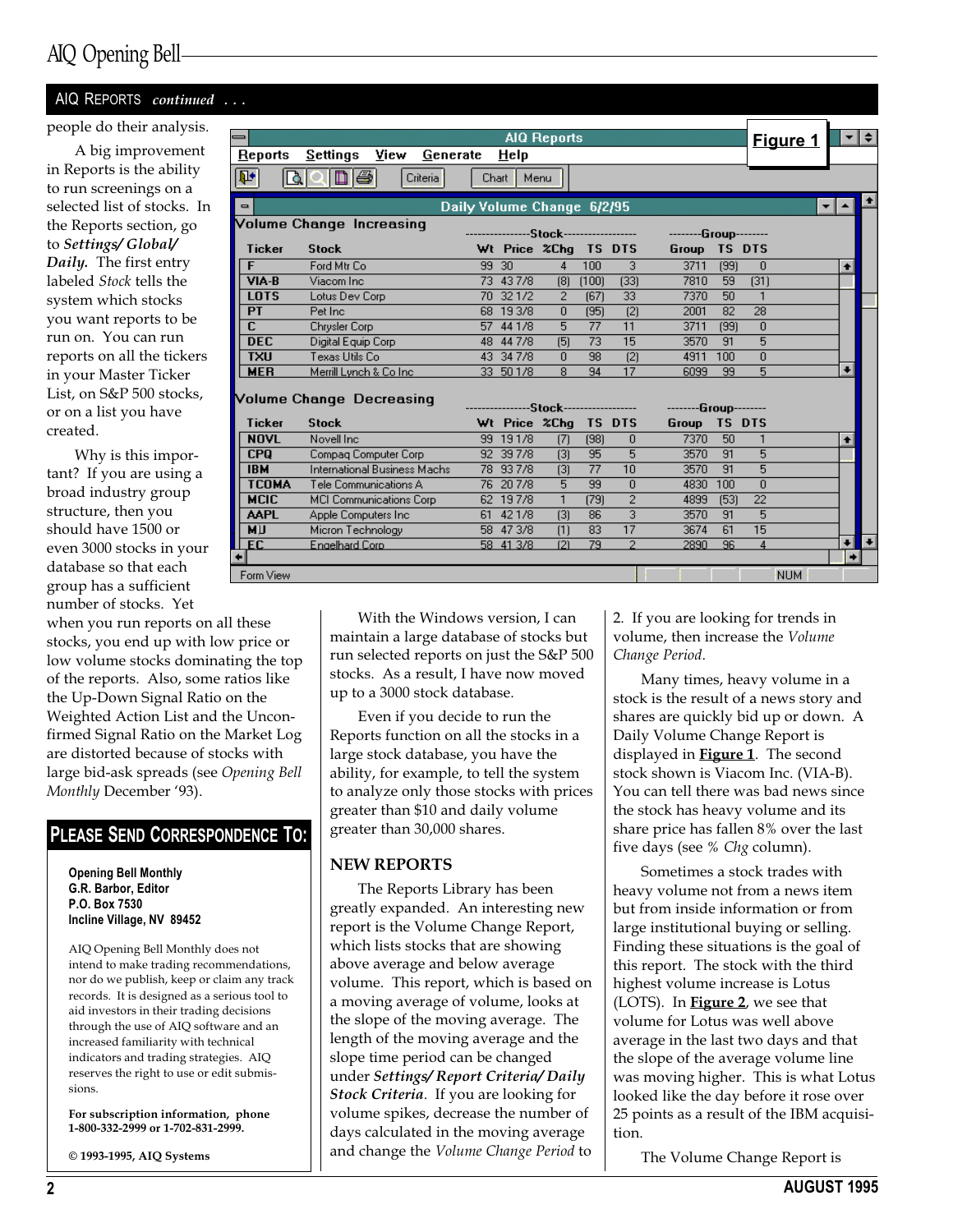AIQ REPORTS *continued . . .*

people do their analysis.

A big improvement in Reports is the ability to run screenings on a selected list of stocks. In the Reports section, go to ***Settings/ Global/ Daily.*** The first entry labeled *Stock* tells the system which stocks you want reports to be run on. You can run reports on all the tickers in your Master Ticker List, on S&P 500 stocks, or on a list you have created.

Why is this important? If you are using a broad industry group structure, then you should have 1500 or even 3000 stocks in your database so that each group has a sufficient number of stocks. Yet when you run reports on all these stocks, you end up with low price or low volume stocks dominating the top of the reports. Also, some ratios like the Up-Down Signal Ratio on the Weighted Action List and the Unconfirmed Signal Ratio on the Market Log are distorted because of stocks with large bid-ask spreads (see *Opening Bell Monthly* December '93).

**Figure 1**

AIQ Reports — Daily Volume Change 6/2/95

Volume Change Increasing

| Ticker | Stock | Wt | Price | %Chg | TS | DTS | Group | TS | DTS |
|---|---|---|---|---|---|---|---|---|---|
| F | Ford Mtr Co | 99 | 30 | 4 | 100 | 3 | 3711 | (99) | 0 |
| VIA-B | Viacom Inc | 73 | 43 7/8 | (8) | (100) | (33) | 7810 | 59 | (31) |
| LOTS | Lotus Dev Corp | 70 | 32 1/2 | 2 | (67) | 33 | 7370 | 50 | 1 |
| PT | Pet Inc | 68 | 19 3/8 | 0 | (95) | (2) | 2001 | 82 | 28 |
| C | Chrysler Corp | 57 | 44 1/8 | 5 | 77 | 11 | 3711 | (99) | 0 |
| DEC | Digital Equip Corp | 48 | 44 7/8 | (5) | 73 | 15 | 3570 | 91 | 5 |
| TXU | Texas Utils Co | 43 | 34 7/8 | 0 | 98 | (2) | 4911 | 100 | 0 |
| MER | Merrill Lynch & Co Inc | 33 | 50 1/8 | 8 | 94 | 17 | 6099 | 99 | 5 |

Volume Change Decreasing

| Ticker | Stock | Wt | Price | %Chg | TS | DTS | Group | TS | DTS |
|---|---|---|---|---|---|---|---|---|---|
| NOVL | Novell Inc | 99 | 19 1/8 | (7) | (98) | 0 | 7370 | 50 | 1 |
| CPQ | Compaq Computer Corp | 92 | 39 7/8 | (3) | 95 | 5 | 3570 | 91 | 5 |
| IBM | International Business Machs | 78 | 93 7/8 | (3) | 77 | 10 | 3570 | 91 | 5 |
| TCOMA | Tele Communications A | 76 | 20 7/8 | 5 | 99 | 0 | 4830 | 100 | 0 |
| MCIC | MCI Communications Corp | 62 | 19 7/8 | 1 | (79) | 2 | 4899 | (53) | 22 |
| AAPL | Apple Computers Inc | 61 | 42 1/8 | (3) | 86 | 3 | 3570 | 91 | 5 |
| MU | Micron Technology | 58 | 47 3/8 | (1) | 83 | 17 | 3674 | 61 | 15 |
| EC | Engelhard Corp | 58 | 41 3/8 | (2) | 79 | 2 | 2890 | 96 | 4 |

With the Windows version, I can maintain a large database of stocks but run selected reports on just the S&P 500 stocks. As a result, I have now moved up to a 3000 stock database.

Even if you decide to run the Reports function on all the stocks in a large stock database, you have the ability, for example, to tell the system to analyze only those stocks with prices greater than $10 and daily volume greater than 30,000 shares.

## NEW REPORTS

The Reports Library has been greatly expanded. An interesting new report is the Volume Change Report, which lists stocks that are showing above average and below average volume. This report, which is based on a moving average of volume, looks at the slope of the moving average. The length of the moving average and the slope time period can be changed under ***Settings/ Report Criteria/ Daily Stock Criteria***. If you are looking for volume spikes, decrease the number of days calculated in the moving average and change the *Volume Change Period* to 2. If you are looking for trends in volume, then increase the *Volume Change Period*.

Many times, heavy volume in a stock is the result of a news story and shares are quickly bid up or down. A Daily Volume Change Report is displayed in **Figure 1**. The second stock shown is Viacom Inc. (VIA-B). You can tell there was bad news since the stock has heavy volume and its share price has fallen 8% over the last five days (see *% Chg* column).

Sometimes a stock trades with heavy volume not from a news item but from inside information or from large institutional buying or selling. Finding these situations is the goal of this report. The stock with the third highest volume increase is Lotus (LOTS). In **Figure 2**, we see that volume for Lotus was well above average in the last two days and that the slope of the average volume line was moving higher. This is what Lotus looked like the day before it rose over 25 points as a result of the IBM acquisition.

The Volume Change Report is

## PLEASE SEND CORRESPONDENCE TO:

**Opening Bell Monthly**
**G.R. Barbor, Editor**
**P.O. Box 7530**
**Incline Village, NV 89452**

AIQ Opening Bell Monthly does not intend to make trading recommendations, nor do we publish, keep or claim any track records. It is designed as a serious tool to aid investors in their trading decisions through the use of AIQ software and an increased familiarity with technical indicators and trading strategies. AIQ reserves the right to use or edit submissions.

**For subscription information, phone 1-800-332-2999 or 1-702-831-2999.**

**© 1993-1995, AIQ Systems**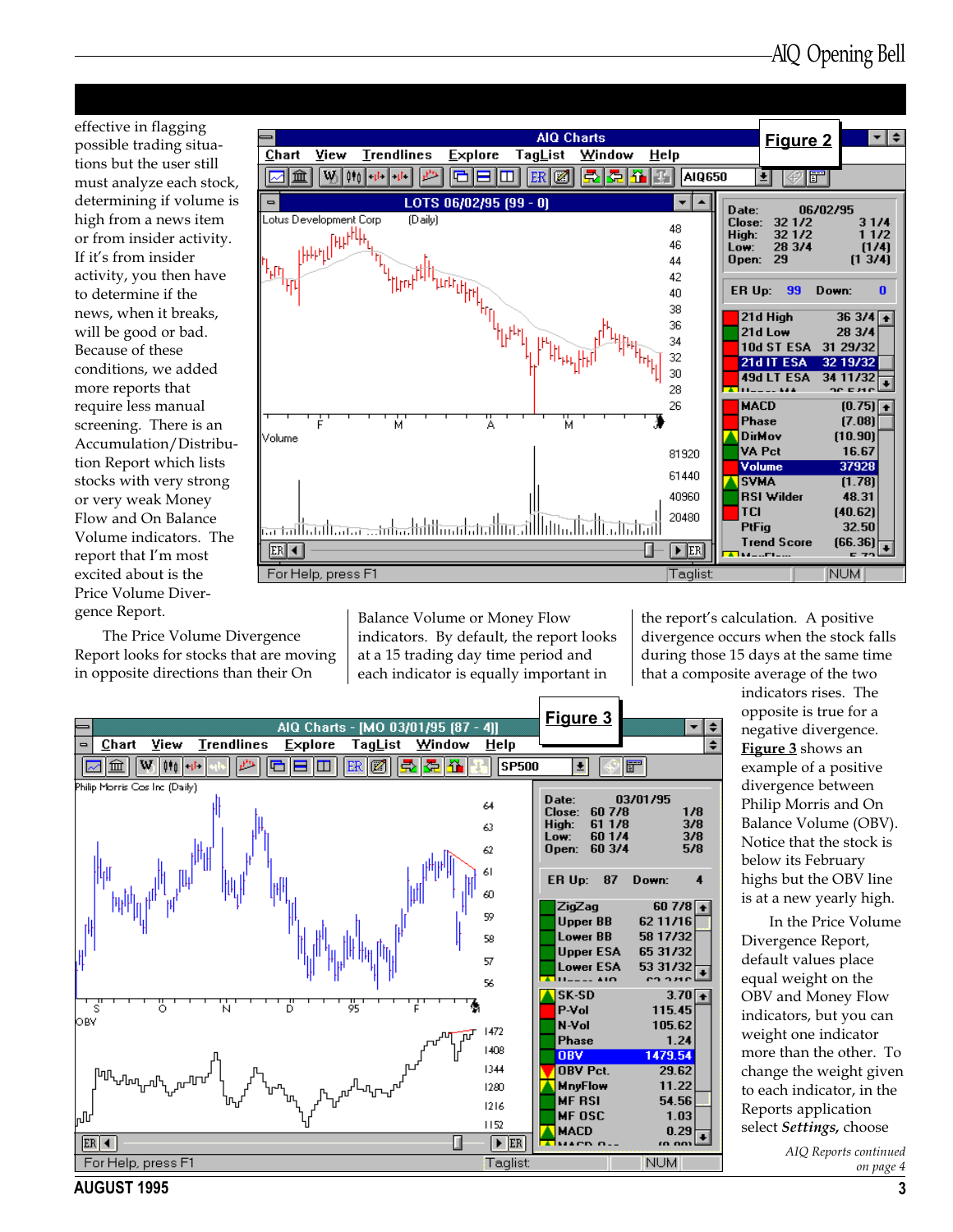effective in flagging possible trading situations but the user still must analyze each stock, determining if volume is high from a news item or from insider activity. If it's from insider activity, you then have to determine if the news, when it breaks, will be good or bad. Because of these conditions, we added more reports that require less manual screening. There is an Accumulation/Distribution Report which lists stocks with very strong or very weak Money Flow and On Balance Volume indicators. The report that I'm most excited about is the Price Volume Divergence Report.

Figure 2

The Price Volume Divergence Report looks for stocks that are moving in opposite directions than their On Balance Volume or Money Flow indicators. By default, the report looks at a 15 trading day time period and each indicator is equally important in the report's calculation. A positive divergence occurs when the stock falls during those 15 days at the same time that a composite average of the two indicators rises. The opposite is true for a negative divergence. Figure 3 shows an example of a positive divergence between Philip Morris and On Balance Volume (OBV). Notice that the stock is below its February highs but the OBV line is at a new yearly high.

Figure 3

In the Price Volume Divergence Report, default values place equal weight on the OBV and Money Flow indicators, but you can weight one indicator more than the other. To change the weight given to each indicator, in the Reports application select *Settings,* choose

*AIQ Reports continued on page 4*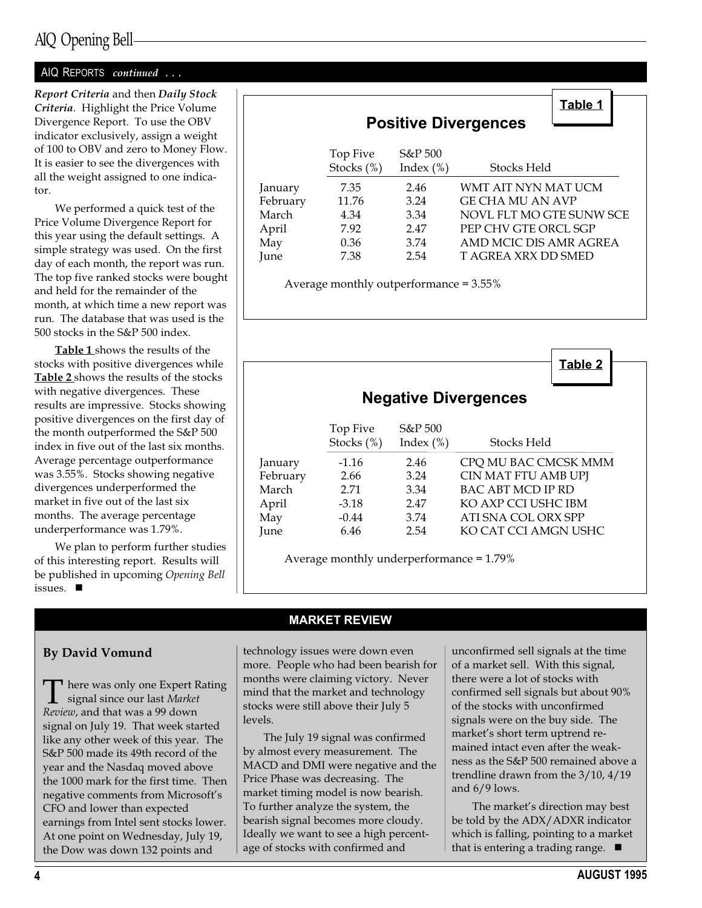## AIQ REPORTS *continued . . .*

***Report Criteria*** and then ***Daily Stock Criteria***. Highlight the Price Volume Divergence Report. To use the OBV indicator exclusively, assign a weight of 100 to OBV and zero to Money Flow. It is easier to see the divergences with all the weight assigned to one indicator.

We performed a quick test of the Price Volume Divergence Report for this year using the default settings. A simple strategy was used. On the first day of each month, the report was run. The top five ranked stocks were bought and held for the remainder of the month, at which time a new report was run. The database that was used is the 500 stocks in the S&P 500 index.

**Table 1** shows the results of the stocks with positive divergences while **Table 2** shows the results of the stocks with negative divergences. These results are impressive. Stocks showing positive divergences on the first day of the month outperformed the S&P 500 index in five out of the last six months. Average percentage outperformance was 3.55%. Stocks showing negative divergences underperformed the market in five out of the last six months. The average percentage underperformance was 1.79%.

We plan to perform further studies of this interesting report. Results will be published in upcoming *Opening Bell* issues. ■

**Table 1**

### Positive Divergences

| | Top Five Stocks (%) | S&P 500 Index (%) | Stocks Held |
|---|---|---|---|
| January | 7.35 | 2.46 | WMT AIT NYN MAT UCM |
| February | 11.76 | 3.24 | GE CHA MU AN AVP |
| March | 4.34 | 3.34 | NOVL FLT MO GTE SUNW SCE |
| April | 7.92 | 2.47 | PEP CHV GTE ORCL SGP |
| May | 0.36 | 3.74 | AMD MCIC DIS AMR AGREA |
| June | 7.38 | 2.54 | T AGREA XRX DD SMED |

Average monthly outperformance = 3.55%

**Table 2**

### Negative Divergences

| | Top Five Stocks (%) | S&P 500 Index (%) | Stocks Held |
|---|---|---|---|
| January | -1.16 | 2.46 | CPQ MU BAC CMCSK MMM |
| February | 2.66 | 3.24 | CIN MAT FTU AMB UPJ |
| March | 2.71 | 3.34 | BAC ABT MCD IP RD |
| April | -3.18 | 2.47 | KO AXP CCI USHC IBM |
| May | -0.44 | 3.74 | ATI SNA COL ORX SPP |
| June | 6.46 | 2.54 | KO CAT CCI AMGN USHC |

Average monthly underperformance = 1.79%

## MARKET REVIEW

**By David Vomund**

There was only one Expert Rating signal since our last *Market Review*, and that was a 99 down signal on July 19. That week started like any other week of this year. The S&P 500 made its 49th record of the year and the Nasdaq moved above the 1000 mark for the first time. Then negative comments from Microsoft's CFO and lower than expected earnings from Intel sent stocks lower. At one point on Wednesday, July 19, the Dow was down 132 points and technology issues were down even more. People who had been bearish for months were claiming victory. Never mind that the market and technology stocks were still above their July 5 levels.

The July 19 signal was confirmed by almost every measurement. The MACD and DMI were negative and the Price Phase was decreasing. The market timing model is now bearish. To further analyze the system, the bearish signal becomes more cloudy. Ideally we want to see a high percentage of stocks with confirmed and unconfirmed sell signals at the time of a market sell. With this signal, there were a lot of stocks with confirmed sell signals but about 90% of the stocks with unconfirmed signals were on the buy side. The market's short term uptrend remained intact even after the weakness as the S&P 500 remained above a trendline drawn from the 3/10, 4/19 and 6/9 lows.

The market's direction may best be told by the ADX/ADXR indicator which is falling, pointing to a market that is entering a trading range. ■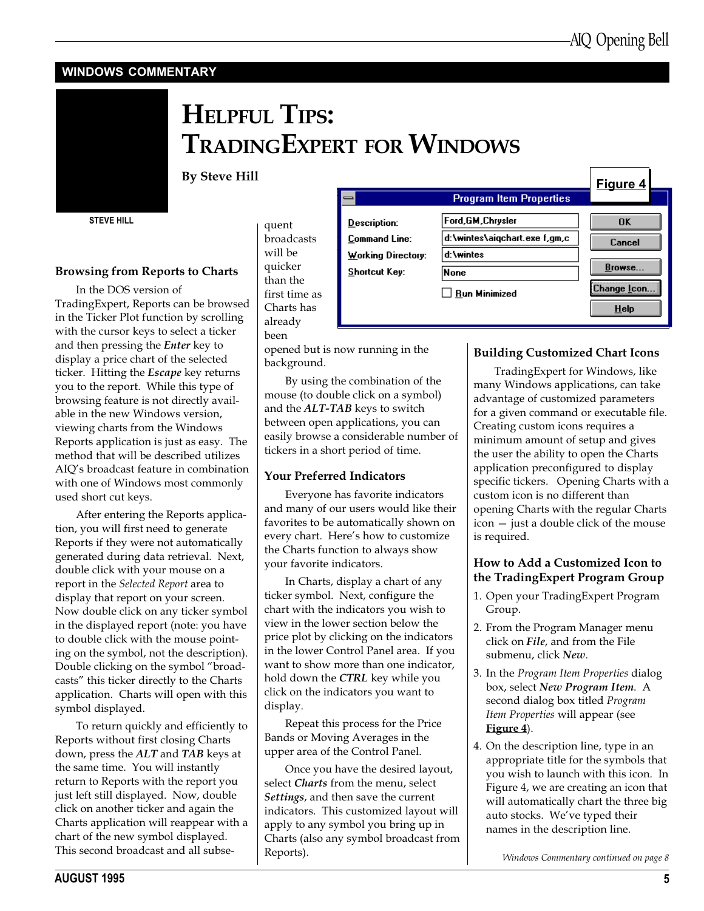## WINDOWS COMMENTARY

# HELPFUL TIPS: TRADINGEXPERT FOR WINDOWS

**By Steve Hill**

STEVE HILL

### Browsing from Reports to Charts

In the DOS version of TradingExpert, Reports can be browsed in the Ticker Plot function by scrolling with the cursor keys to select a ticker and then pressing the ***Enter*** key to display a price chart of the selected ticker. Hitting the ***Escape*** key returns you to the report. While this type of browsing feature is not directly available in the new Windows version, viewing charts from the Windows Reports application is just as easy. The method that will be described utilizes AIQ's broadcast feature in combination with one of Windows most commonly used short cut keys.

After entering the Reports application, you will first need to generate Reports if they were not automatically generated during data retrieval. Next, double click with your mouse on a report in the *Selected Report* area to display that report on your screen. Now double click on any ticker symbol in the displayed report (note: you have to double click with the mouse pointing on the symbol, not the description). Double clicking on the symbol "broadcasts" this ticker directly to the Charts application. Charts will open with this symbol displayed.

To return quickly and efficiently to Reports without first closing Charts down, press the ***ALT*** and ***TAB*** keys at the same time. You will instantly return to Reports with the report you just left still displayed. Now, double click on another ticker and again the Charts application will reappear with a chart of the new symbol displayed. This second broadcast and all subsequent broadcasts will be quicker than the first time as Charts has already been opened but is now running in the background.

By using the combination of the mouse (to double click on a symbol) and the ***ALT-TAB*** keys to switch between open applications, you can easily browse a considerable number of tickers in a short period of time.

### Your Preferred Indicators

Everyone has favorite indicators and many of our users would like their favorites to be automatically shown on every chart. Here's how to customize the Charts function to always show your favorite indicators.

In Charts, display a chart of any ticker symbol. Next, configure the chart with the indicators you wish to view in the lower section below the price plot by clicking on the indicators in the lower Control Panel area. If you want to show more than one indicator, hold down the ***CTRL*** key while you click on the indicators you want to display.

Repeat this process for the Price Bands or Moving Averages in the upper area of the Control Panel.

Once you have the desired layout, select ***Charts*** from the menu, select ***Settings***, and then save the current indicators. This customized layout will apply to any symbol you bring up in Charts (also any symbol broadcast from Reports).

**Figure 4**

| Program Item Properties | | |
|---|---|---|
| Description: | Ford,GM,Chrysler | OK |
| Command Line: | d:\wintes\aiqchart.exe f,gm,c | Cancel |
| Working Directory: | d:\wintes | Browse... |
| Shortcut Key: | None | Change Icon... |
| | ☐ Run Minimized | Help |

### Building Customized Chart Icons

TradingExpert for Windows, like many Windows applications, can take advantage of customized parameters for a given command or executable file. Creating custom icons requires a minimum amount of setup and gives the user the ability to open the Charts application preconfigured to display specific tickers. Opening Charts with a custom icon is no different than opening Charts with the regular Charts icon — just a double click of the mouse is required.

### How to Add a Customized Icon to the TradingExpert Program Group

1. Open your TradingExpert Program Group.
2. From the Program Manager menu click on ***File***, and from the File submenu, click ***New***.
3. In the *Program Item Properties* dialog box, select ***New Program Item***. A second dialog box titled *Program Item Properties* will appear (see **Figure 4**).
4. On the description line, type in an appropriate title for the symbols that you wish to launch with this icon. In Figure 4, we are creating an icon that will automatically chart the three big auto stocks. We've typed their names in the description line.

*Windows Commentary continued on page 8*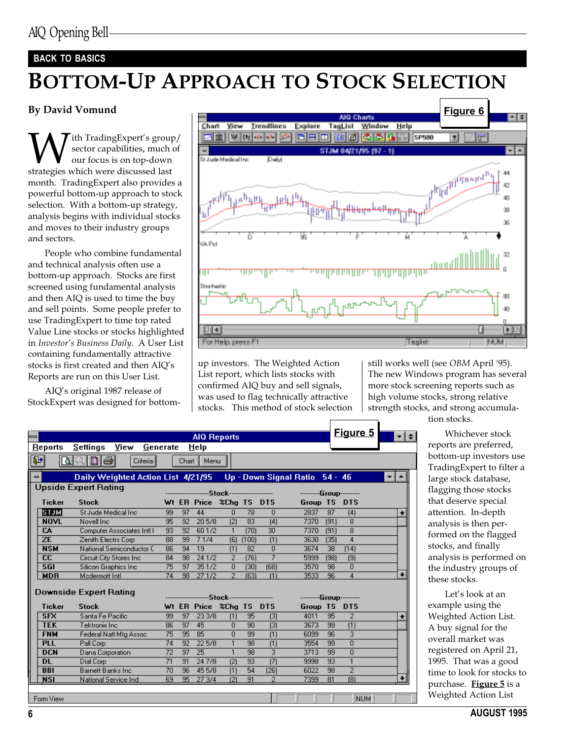BACK TO BASICS

# BOTTOM-UP APPROACH TO STOCK SELECTION

**By David Vomund**

With TradingExpert's group/sector capabilities, much of our focus is on top-down strategies which were discussed last month. TradingExpert also provides a powerful bottom-up approach to stock selection. With a bottom-up strategy, analysis begins with individual stocks and moves to their industry groups and sectors.

People who combine fundamental and technical analysis often use a bottom-up approach. Stocks are first screened using fundamental analysis and then AIQ is used to time the buy and sell points. Some people prefer to use TradingExpert to time top rated Value Line stocks or stocks highlighted in *Investor's Business Daily*. A User List containing fundamentally attractive stocks is first created and then AIQ's Reports are run on this User List.

AIQ's original 1987 release of StockExpert was designed for bottom-up investors. The Weighted Action List report, which lists stocks with confirmed AIQ buy and sell signals, was used to flag technically attractive stocks. This method of stock selection still works well (see *OBM* April '95). The new Windows program has several more stock screening reports such as high volume stocks, strong relative strength stocks, and strong accumulation stocks.

Whichever stock reports are preferred, bottom-up investors use TradingExpert to filter a large stock database, flagging those stocks that deserve special attention. In-depth analysis is then performed on the flagged stocks, and finally analysis is performed on the industry groups of these stocks.

Let's look at an example using the Weighted Action List. A buy signal for the overall market was registered on April 21, 1995. That was a good time to look for stocks to purchase. **Figure 5** is a Weighted Action List

**Figure 6**

AIQ Charts — STJM 04/21/95 (97 - 1) — St Jude Medical Inc (Daily)

**Figure 5**

AIQ Reports — Daily Weighted Action List 4/21/95 — Up - Down Signal Ratio 54 - 46

Upside Expert Rating

| Ticker | Stock | Wt | ER | Price | %Chg | TS | DTS | Group | TS | DTS |
|---|---|---|---|---|---|---|---|---|---|---|
| STJM | St Jude Medical Inc | 99 | 97 | 44 | 0 | 78 | 0 | 2837 | 87 | (4) |
| NOVL | Novell Inc | 95 | 92 | 20 5/8 | (2) | 83 | (4) | 7370 | (91) | 8 |
| CA | Computer Associates Intl I | 93 | 92 | 60 1/2 | 1 | (70) | 30 | 7370 | (91) | 8 |
| ZE | Zenith Electrs Corp | 88 | 99 | 7 1/4 | (6) | (100) | (1) | 3630 | (35) | 4 |
| NSM | National Semiconductor C | 86 | 94 | 19 | (1) | 82 | 0 | 3674 | 38 | (14) |
| CC | Circuit City Stores Inc | 84 | 98 | 24 1/2 | 2 | (76) | 7 | 5999 | (98) | (9) |
| SGI | Silicon Graphics Inc | 75 | 97 | 35 1/2 | 0 | (30) | (68) | 3570 | 98 | 0 |
| MDR | Mcdermott Intl | 74 | 98 | 27 1/2 | 2 | (63) | (1) | 3533 | 96 | 4 |

Downside Expert Rating

| Ticker | Stock | Wt | ER | Price | %Chg | TS | DTS | Group | TS | DTS |
|---|---|---|---|---|---|---|---|---|---|---|
| SFX | Santa Fe Pacific | 99 | 97 | 23 3/8 | (1) | 95 | (3) | 4011 | 95 | 2 |
| TEK | Tektronix Inc | 86 | 97 | 45 | 0 | 90 | (3) | 3673 | 99 | (1) |
| FNM | Federal Natl Mtg Assoc | 75 | 95 | 85 | 0 | 99 | (1) | 6099 | 96 | 3 |
| PLL | Pall Corp | 74 | 92 | 22 5/8 | 1 | 98 | (1) | 3554 | 99 | 0 |
| DCN | Dana Corporation | 72 | 97 | 25 | 1 | 98 | 3 | 3713 | 99 | 0 |
| DL | Dial Corp | 71 | 91 | 24 7/8 | (2) | 93 | (7) | 9998 | 93 | 1 |
| BBI | Barnett Banks Inc | 70 | 96 | 45 5/8 | (1) | 54 | (26) | 6022 | 98 | 2 |
| NSI | National Service Ind | 69 | 95 | 27 3/4 | (2) | 91 | 2 | 7399 | 81 | (8) |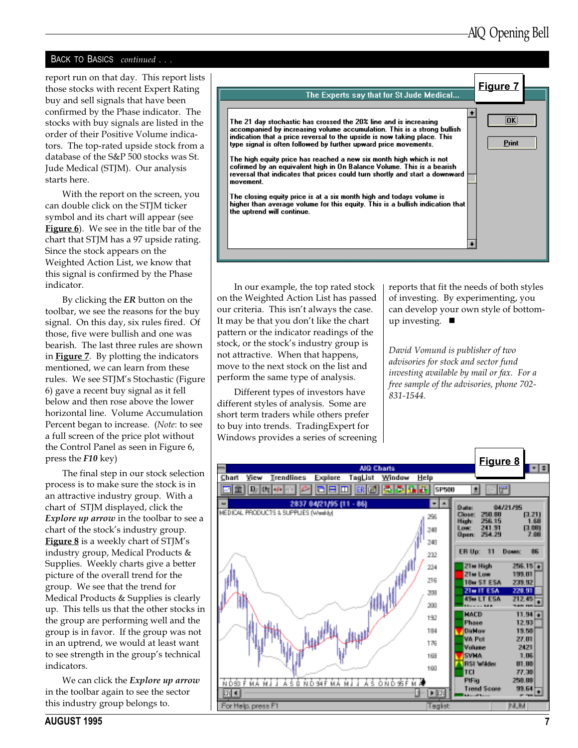## BACK TO BASICS *continued . . .*

report run on that day. This report lists those stocks with recent Expert Rating buy and sell signals that have been confirmed by the Phase indicator. The stocks with buy signals are listed in the order of their Positive Volume indicators. The top-rated upside stock from a database of the S&P 500 stocks was St. Jude Medical (STJM). Our analysis starts here.

With the report on the screen, you can double click on the STJM ticker symbol and its chart will appear (see **Figure 6**). We see in the title bar of the chart that STJM has a 97 upside rating. Since the stock appears on the Weighted Action List, we know that this signal is confirmed by the Phase indicator.

By clicking the ***ER*** button on the toolbar, we see the reasons for the buy signal. On this day, six rules fired. Of those, five were bullish and one was bearish. The last three rules are shown in **Figure 7**. By plotting the indicators mentioned, we can learn from these rules. We see STJM's Stochastic (Figure 6) gave a recent buy signal as it fell below and then rose above the lower horizontal line. Volume Accumulation Percent began to increase. (*Note*: to see a full screen of the price plot without the Control Panel as seen in Figure 6, press the ***F10*** key)

The final step in our stock selection process is to make sure the stock is in an attractive industry group. With a chart of STJM displayed, click the ***Explore up arrow*** in the toolbar to see a chart of the stock's industry group. **Figure 8** is a weekly chart of STJM's industry group, Medical Products & Supplies. Weekly charts give a better picture of the overall trend for the group. We see that the trend for Medical Products & Supplies is clearly up. This tells us that the other stocks in the group are performing well and the group is in favor. If the group was not in an uptrend, we would at least want to see strength in the group's technical indicators.

We can click the ***Explore up arrow*** in the toolbar again to see the sector this industry group belongs to.

**Figure 7**

The Experts say that for St Jude Medical...

The 21 day stochastic has crossed the 20% line and is increasing accompanied by increasing volume accumulation. This is a strong bullish indication that a price reversal to the upside is now taking place. This type signal is often followed by further upward price movements.

The high equity price has reached a new six month high which is not cofirmed by an equivalent high in On Balance Volume. This is a bearish reversal that indicates that prices could turn shortly and start a downward movement.

The closing equity price is at a six month high and todays volume is higher than average volume for this equity. This is a bullish indication that the uptrend will continue.

In our example, the top rated stock on the Weighted Action List has passed our criteria. This isn't always the case. It may be that you don't like the chart pattern or the indicator readings of the stock, or the stock's industry group is not attractive. When that happens, move to the next stock on the list and perform the same type of analysis.

Different types of investors have different styles of analysis. Some are short term traders while others prefer to buy into trends. TradingExpert for Windows provides a series of screening reports that fit the needs of both styles of investing. By experimenting, you can develop your own style of bottom-up investing. ■

*David Vomund is publisher of two advisories for stock and sector fund investing available by mail or fax. For a free sample of the advisories, phone 702-831-1544.*

**Figure 8**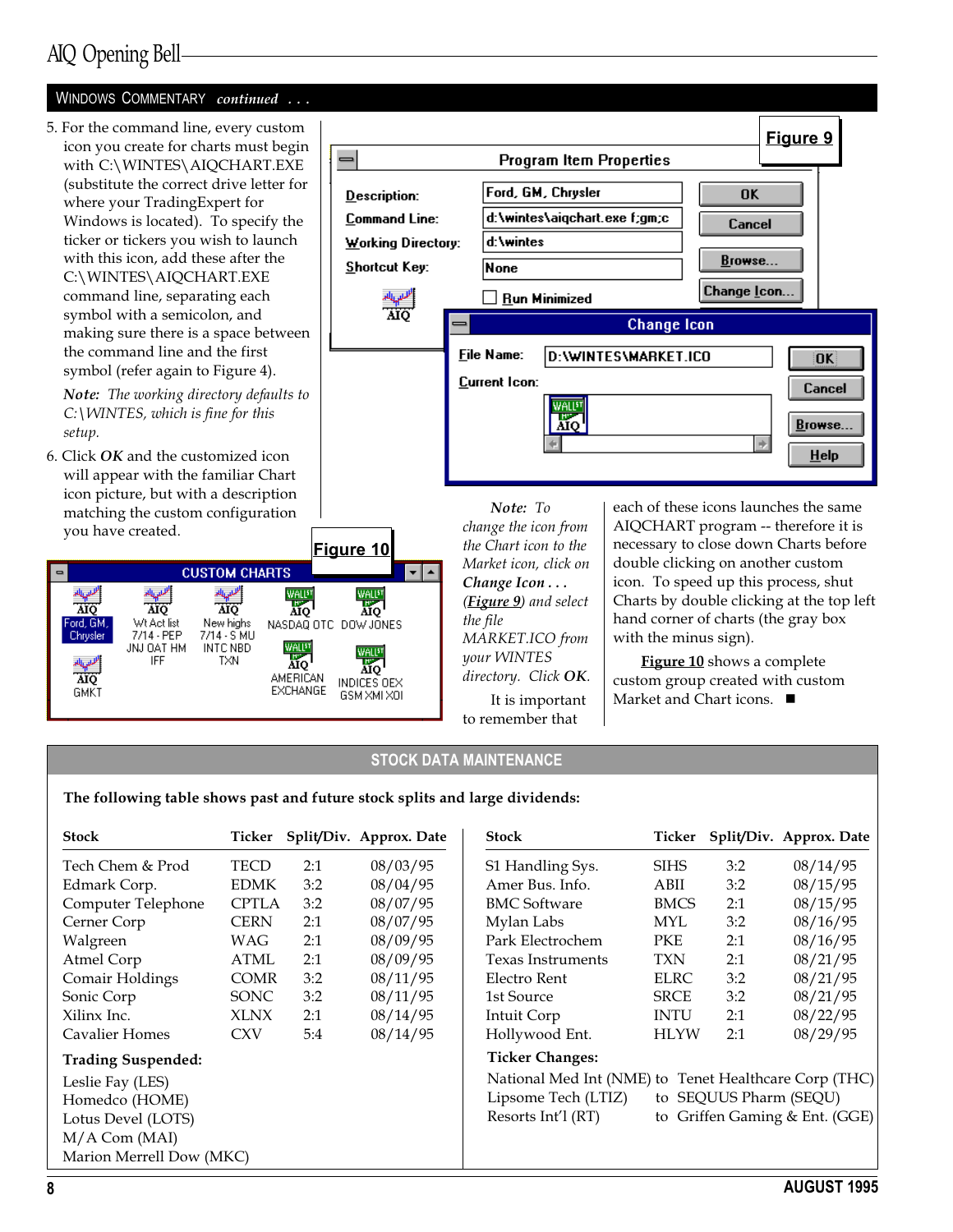## WINDOWS COMMENTARY *continued . . .*

5. For the command line, every custom icon you create for charts must begin with C:\WINTES\AIQCHART.EXE (substitute the correct drive letter for where your TradingExpert for Windows is located). To specify the ticker or tickers you wish to launch with this icon, add these after the C:\WINTES\AIQCHART.EXE command line, separating each symbol with a semicolon, and making sure there is a space between the command line and the first symbol (refer again to Figure 4).

   *Note: The working directory defaults to C:\WINTES, which is fine for this setup.*

6. Click ***OK*** and the customized icon will appear with the familiar Chart icon picture, but with a description matching the custom configuration you have created.

**Figure 9**

Program Item Properties

Description: Ford, GM, Chrysler
Command Line: d:\wintes\aiqchart.exe f;gm;c
Working Directory: d:\wintes
Shortcut Key: None
Run Minimized
OK
Cancel
Browse...
Change Icon...

Change Icon

File Name: D:\WINTES\MARKET.ICO
Current Icon:
OK
Cancel
Browse...
Help

**Figure 10**

CUSTOM CHARTS

AIQ Ford, GM, Chrysler
AIQ Wt Act list 7/14 - PEP JNJ OAT HM IFF
AIQ New highs 7/14 - S MU INTC NBD TXN
AIQ NASDAQ OTC
AIQ DOW JONES
AIQ GMKT
AIQ AMERICAN EXCHANGE
AIQ INDICES OEX GSM XMI XOI

*Note: To change the icon from the Chart icon to the Market icon, click on **Change Icon . . .** (Figure 9) and select the file MARKET.ICO from your WINTES directory. Click **OK**.*

It is important to remember that each of these icons launches the same AIQCHART program -- therefore it is necessary to close down Charts before double clicking on another custom icon. To speed up this process, shut Charts by double clicking at the top left hand corner of charts (the gray box with the minus sign).

Figure 10 shows a complete custom group created with custom Market and Chart icons. ■

## STOCK DATA MAINTENANCE

**The following table shows past and future stock splits and large dividends:**

| Stock | Ticker | Split/Div. | Approx. Date |
|---|---|---|---|
| Tech Chem & Prod | TECD | 2:1 | 08/03/95 |
| Edmark Corp. | EDMK | 3:2 | 08/04/95 |
| Computer Telephone | CPTLA | 3:2 | 08/07/95 |
| Cerner Corp | CERN | 2:1 | 08/07/95 |
| Walgreen | WAG | 2:1 | 08/09/95 |
| Atmel Corp | ATML | 2:1 | 08/09/95 |
| Comair Holdings | COMR | 3:2 | 08/11/95 |
| Sonic Corp | SONC | 3:2 | 08/11/95 |
| Xilinx Inc. | XLNX | 2:1 | 08/14/95 |
| Cavalier Homes | CXV | 5:4 | 08/14/95 |
| S1 Handling Sys. | SIHS | 3:2 | 08/14/95 |
| Amer Bus. Info. | ABII | 3:2 | 08/15/95 |
| BMC Software | BMCS | 2:1 | 08/15/95 |
| Mylan Labs | MYL | 3:2 | 08/16/95 |
| Park Electrochem | PKE | 2:1 | 08/16/95 |
| Texas Instruments | TXN | 2:1 | 08/21/95 |
| Electro Rent | ELRC | 3:2 | 08/21/95 |
| 1st Source | SRCE | 3:2 | 08/21/95 |
| Intuit Corp | INTU | 2:1 | 08/22/95 |
| Hollywood Ent. | HLYW | 2:1 | 08/29/95 |

**Trading Suspended:**

Leslie Fay (LES)
Homedco (HOME)
Lotus Devel (LOTS)
M/A Com (MAI)
Marion Merrell Dow (MKC)

**Ticker Changes:**

National Med Int (NME) to Tenet Healthcare Corp (THC)
Lipsome Tech (LTIZ) to SEQUUS Pharm (SEQU)
Resorts Int'l (RT) to Griffen Gaming & Ent. (GGE)